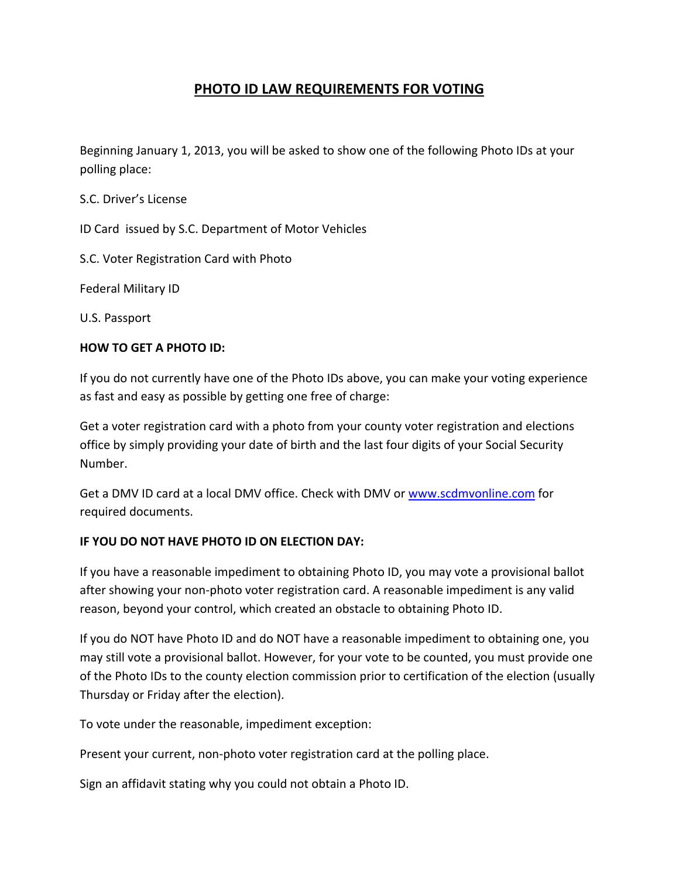# PHOTO ID LAW REQUIREMENTS FOR VOTING

Beginning January 1, 2013, you will be asked to show one of the following Photo IDs at your polling place:

S.C. Driver's License

ID Card issued by S.C. Department of Motor Vehicles

S.C. Voter Registration Card with Photo

Federal Military ID

U.S. Passport

**HOW TO GET A PHOTO ID:**

If you do not currently have one of the Photo IDs above, you can make your voting experience as fast and easy as possible by getting one free of charge:

Get a voter registration card with a photo from your county voter registration and elections office by simply providing your date of birth and the last four digits of your Social Security Number.

Get a DMV ID card at a local DMV office. Check with DMV or [www.scdmvonline.com](http://www.scdmvonline.com) for required documents.

**IF YOU DO NOT HAVE PHOTO ID ON ELECTION DAY:**

If you have a reasonable impediment to obtaining Photo ID, you may vote a provisional ballot after showing your non-photo voter registration card. A reasonable impediment is any valid reason, beyond your control, which created an obstacle to obtaining Photo ID.

If you do NOT have Photo ID and do NOT have a reasonable impediment to obtaining one, you may still vote a provisional ballot. However, for your vote to be counted, you must provide one of the Photo IDs to the county election commission prior to certification of the election (usually Thursday or Friday after the election).

To vote under the reasonable, impediment exception:

Present your current, non-photo voter registration card at the polling place.

Sign an affidavit stating why you could not obtain a Photo ID.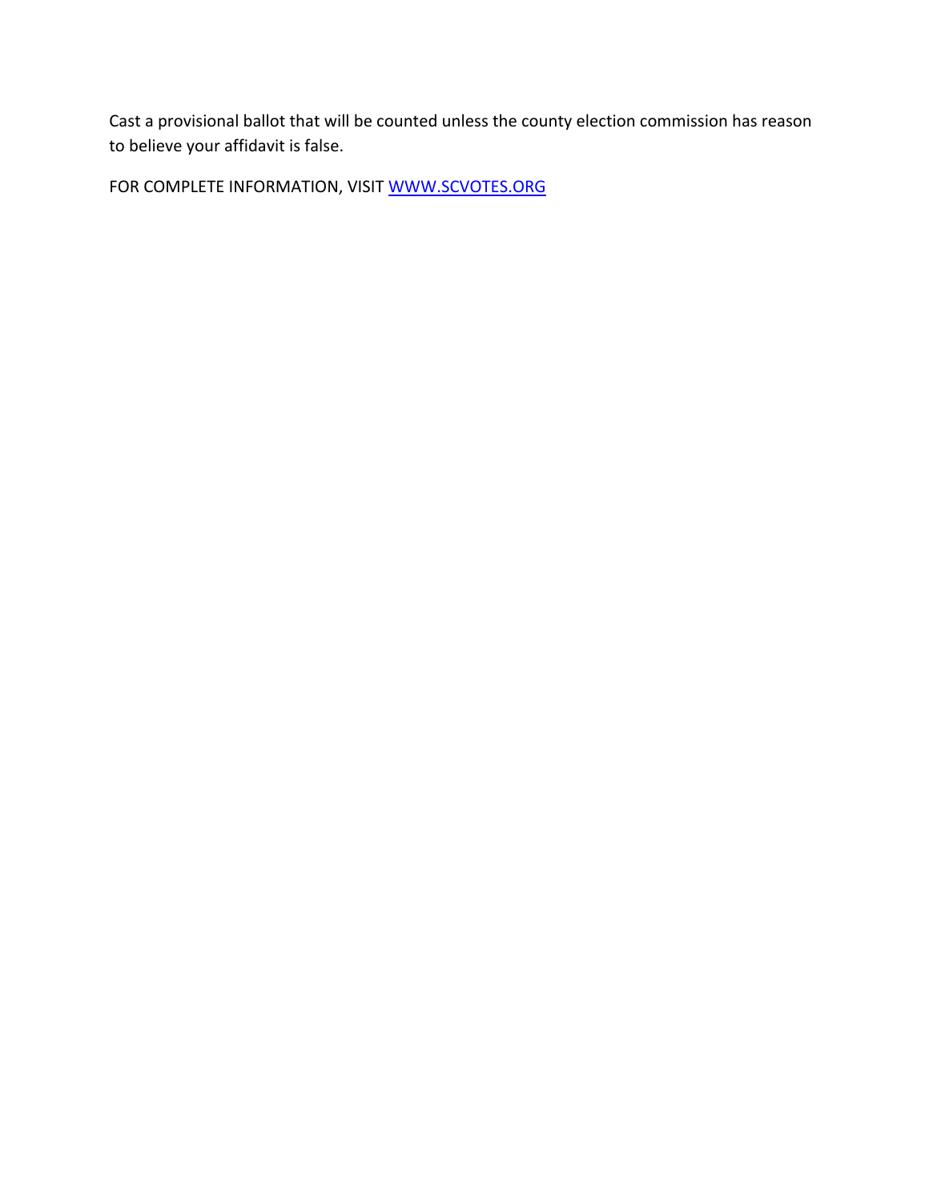Cast a provisional ballot that will be counted unless the county election commission has reason to believe your affidavit is false.

FOR COMPLETE INFORMATION, VISIT [WWW.SCVOTES.ORG](http://www.scvotes.org)